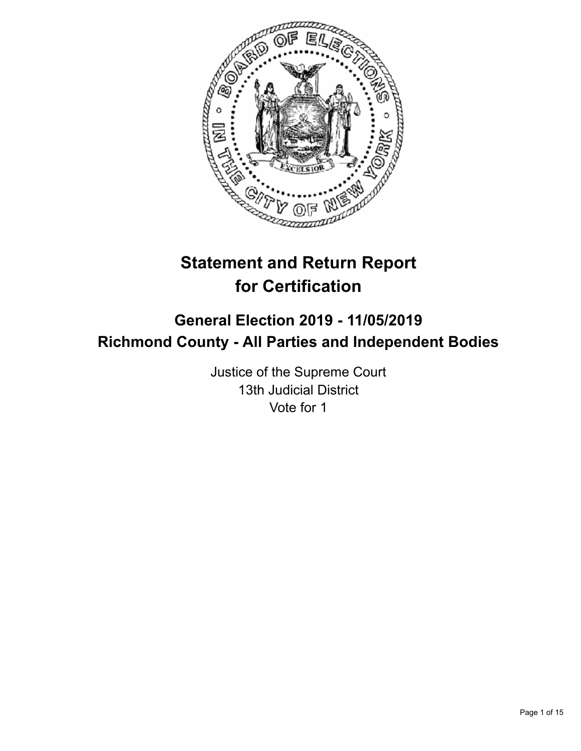# Statement and Return Report for Certification

## General Election 2019 - 11/05/2019
## Richmond County - All Parties and Independent Bodies

Justice of the Supreme Court
13th Judicial District
Vote for 1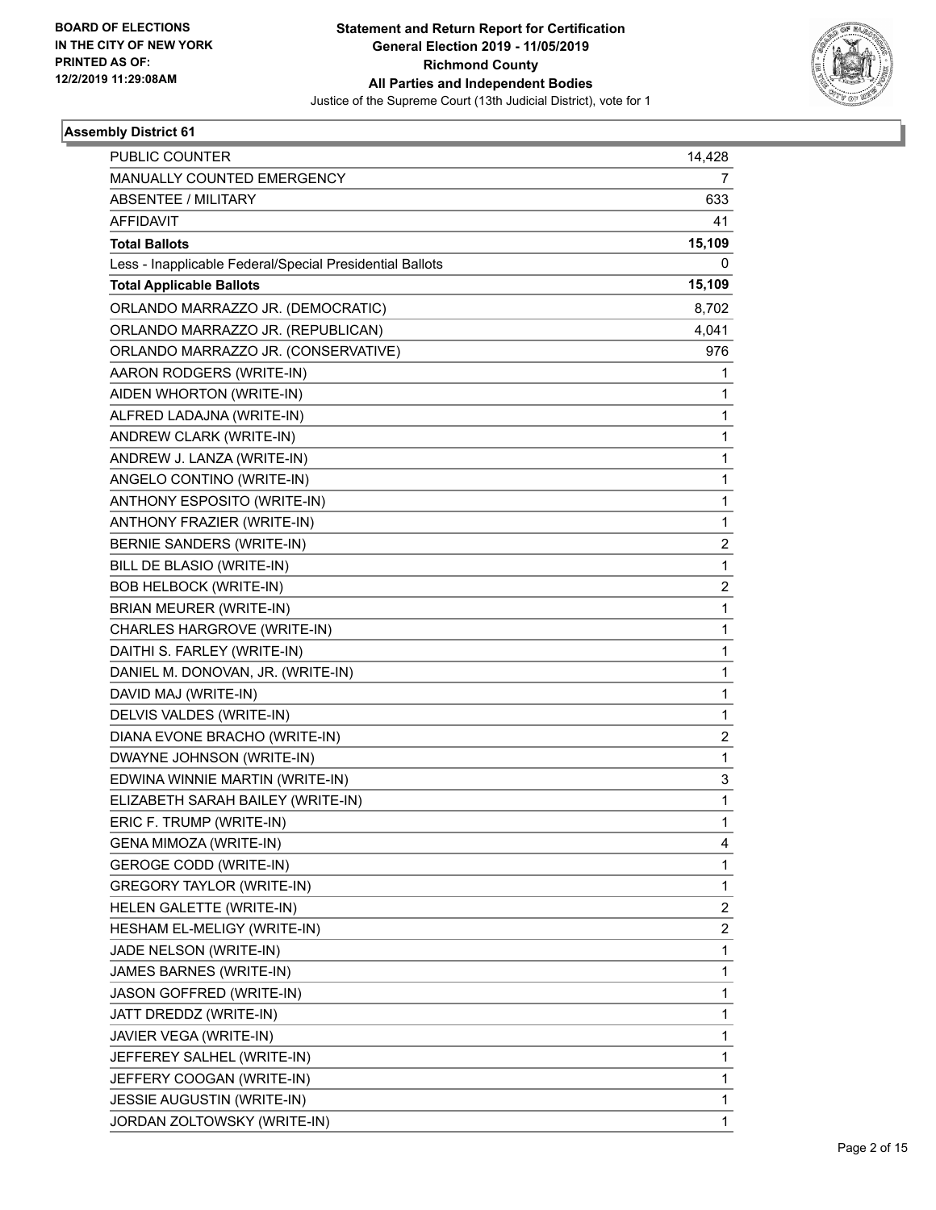**BOARD OF ELECTIONS IN THE CITY OF NEW YORK PRINTED AS OF: 12/2/2019 11:29:08AM**

# Statement and Return Report for Certification General Election 2019 - 11/05/2019 Richmond County All Parties and Independent Bodies

Justice of the Supreme Court (13th Judicial District), vote for 1

## Assembly District 61

| | |
|---|---|
| PUBLIC COUNTER | 14,428 |
| MANUALLY COUNTED EMERGENCY | 7 |
| ABSENTEE / MILITARY | 633 |
| AFFIDAVIT | 41 |
| **Total Ballots** | **15,109** |
| Less - Inapplicable Federal/Special Presidential Ballots | 0 |
| **Total Applicable Ballots** | **15,109** |
| ORLANDO MARRAZZO JR. (DEMOCRATIC) | 8,702 |
| ORLANDO MARRAZZO JR. (REPUBLICAN) | 4,041 |
| ORLANDO MARRAZZO JR. (CONSERVATIVE) | 976 |
| AARON RODGERS (WRITE-IN) | 1 |
| AIDEN WHORTON (WRITE-IN) | 1 |
| ALFRED LADAJNA (WRITE-IN) | 1 |
| ANDREW CLARK (WRITE-IN) | 1 |
| ANDREW J. LANZA (WRITE-IN) | 1 |
| ANGELO CONTINO (WRITE-IN) | 1 |
| ANTHONY ESPOSITO (WRITE-IN) | 1 |
| ANTHONY FRAZIER (WRITE-IN) | 1 |
| BERNIE SANDERS (WRITE-IN) | 2 |
| BILL DE BLASIO (WRITE-IN) | 1 |
| BOB HELBOCK (WRITE-IN) | 2 |
| BRIAN MEURER (WRITE-IN) | 1 |
| CHARLES HARGROVE (WRITE-IN) | 1 |
| DAITHI S. FARLEY (WRITE-IN) | 1 |
| DANIEL M. DONOVAN, JR. (WRITE-IN) | 1 |
| DAVID MAJ (WRITE-IN) | 1 |
| DELVIS VALDES (WRITE-IN) | 1 |
| DIANA EVONE BRACHO (WRITE-IN) | 2 |
| DWAYNE JOHNSON (WRITE-IN) | 1 |
| EDWINA WINNIE MARTIN (WRITE-IN) | 3 |
| ELIZABETH SARAH BAILEY (WRITE-IN) | 1 |
| ERIC F. TRUMP (WRITE-IN) | 1 |
| GENA MIMOZA (WRITE-IN) | 4 |
| GEROGE CODD (WRITE-IN) | 1 |
| GREGORY TAYLOR (WRITE-IN) | 1 |
| HELEN GALETTE (WRITE-IN) | 2 |
| HESHAM EL-MELIGY (WRITE-IN) | 2 |
| JADE NELSON (WRITE-IN) | 1 |
| JAMES BARNES (WRITE-IN) | 1 |
| JASON GOFFRED (WRITE-IN) | 1 |
| JATT DREDDZ (WRITE-IN) | 1 |
| JAVIER VEGA (WRITE-IN) | 1 |
| JEFFEREY SALHEL (WRITE-IN) | 1 |
| JEFFERY COOGAN (WRITE-IN) | 1 |
| JESSIE AUGUSTIN (WRITE-IN) | 1 |
| JORDAN ZOLTOWSKY (WRITE-IN) | 1 |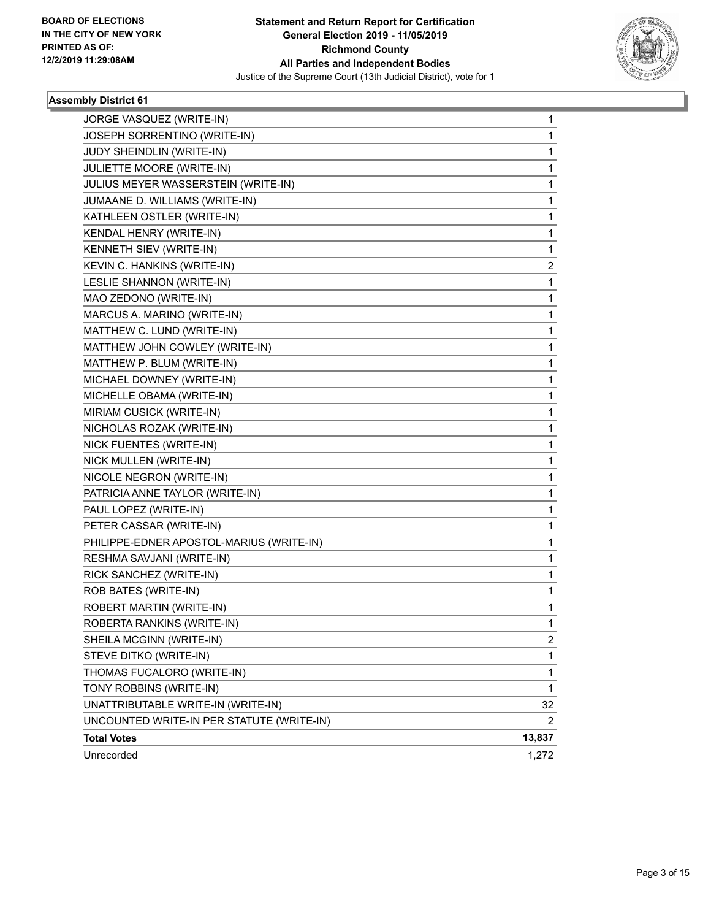**Assembly District 61**

| | |
|---|---|
| JORGE VASQUEZ (WRITE-IN) | 1 |
| JOSEPH SORRENTINO (WRITE-IN) | 1 |
| JUDY SHEINDLIN (WRITE-IN) | 1 |
| JULIETTE MOORE (WRITE-IN) | 1 |
| JULIUS MEYER WASSERSTEIN (WRITE-IN) | 1 |
| JUMAANE D. WILLIAMS (WRITE-IN) | 1 |
| KATHLEEN OSTLER (WRITE-IN) | 1 |
| KENDAL HENRY (WRITE-IN) | 1 |
| KENNETH SIEV (WRITE-IN) | 1 |
| KEVIN C. HANKINS (WRITE-IN) | 2 |
| LESLIE SHANNON (WRITE-IN) | 1 |
| MAO ZEDONO (WRITE-IN) | 1 |
| MARCUS A. MARINO (WRITE-IN) | 1 |
| MATTHEW C. LUND (WRITE-IN) | 1 |
| MATTHEW JOHN COWLEY (WRITE-IN) | 1 |
| MATTHEW P. BLUM (WRITE-IN) | 1 |
| MICHAEL DOWNEY (WRITE-IN) | 1 |
| MICHELLE OBAMA (WRITE-IN) | 1 |
| MIRIAM CUSICK (WRITE-IN) | 1 |
| NICHOLAS ROZAK (WRITE-IN) | 1 |
| NICK FUENTES (WRITE-IN) | 1 |
| NICK MULLEN (WRITE-IN) | 1 |
| NICOLE NEGRON (WRITE-IN) | 1 |
| PATRICIA ANNE TAYLOR (WRITE-IN) | 1 |
| PAUL LOPEZ (WRITE-IN) | 1 |
| PETER CASSAR (WRITE-IN) | 1 |
| PHILIPPE-EDNER APOSTOL-MARIUS (WRITE-IN) | 1 |
| RESHMA SAVJANI (WRITE-IN) | 1 |
| RICK SANCHEZ (WRITE-IN) | 1 |
| ROB BATES (WRITE-IN) | 1 |
| ROBERT MARTIN (WRITE-IN) | 1 |
| ROBERTA RANKINS (WRITE-IN) | 1 |
| SHEILA MCGINN (WRITE-IN) | 2 |
| STEVE DITKO (WRITE-IN) | 1 |
| THOMAS FUCALORO (WRITE-IN) | 1 |
| TONY ROBBINS (WRITE-IN) | 1 |
| UNATTRIBUTABLE WRITE-IN (WRITE-IN) | 32 |
| UNCOUNTED WRITE-IN PER STATUTE (WRITE-IN) | 2 |
| **Total Votes** | **13,837** |
| Unrecorded | 1,272 |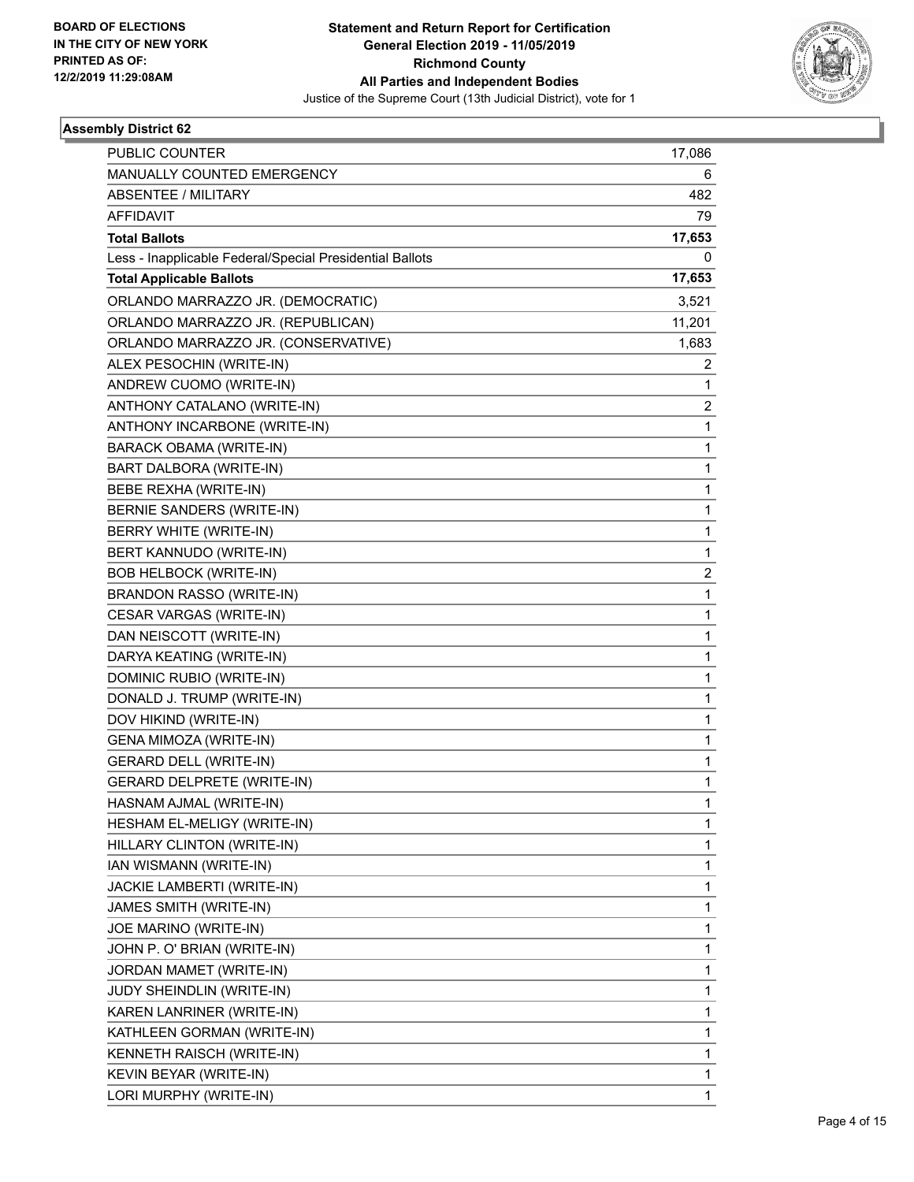**BOARD OF ELECTIONS IN THE CITY OF NEW YORK PRINTED AS OF: 12/2/2019 11:29:08AM**

**Statement and Return Report for Certification General Election 2019 - 11/05/2019 Richmond County All Parties and Independent Bodies**

Justice of the Supreme Court (13th Judicial District), vote for 1

**Assembly District 62**

| | |
|---|---|
| PUBLIC COUNTER | 17,086 |
| MANUALLY COUNTED EMERGENCY | 6 |
| ABSENTEE / MILITARY | 482 |
| AFFIDAVIT | 79 |
| **Total Ballots** | **17,653** |
| Less - Inapplicable Federal/Special Presidential Ballots | 0 |
| **Total Applicable Ballots** | **17,653** |
| ORLANDO MARRAZZO JR. (DEMOCRATIC) | 3,521 |
| ORLANDO MARRAZZO JR. (REPUBLICAN) | 11,201 |
| ORLANDO MARRAZZO JR. (CONSERVATIVE) | 1,683 |
| ALEX PESOCHIN (WRITE-IN) | 2 |
| ANDREW CUOMO (WRITE-IN) | 1 |
| ANTHONY CATALANO (WRITE-IN) | 2 |
| ANTHONY INCARBONE (WRITE-IN) | 1 |
| BARACK OBAMA (WRITE-IN) | 1 |
| BART DALBORA (WRITE-IN) | 1 |
| BEBE REXHA (WRITE-IN) | 1 |
| BERNIE SANDERS (WRITE-IN) | 1 |
| BERRY WHITE (WRITE-IN) | 1 |
| BERT KANNUDO (WRITE-IN) | 1 |
| BOB HELBOCK (WRITE-IN) | 2 |
| BRANDON RASSO (WRITE-IN) | 1 |
| CESAR VARGAS (WRITE-IN) | 1 |
| DAN NEISCOTT (WRITE-IN) | 1 |
| DARYA KEATING (WRITE-IN) | 1 |
| DOMINIC RUBIO (WRITE-IN) | 1 |
| DONALD J. TRUMP (WRITE-IN) | 1 |
| DOV HIKIND (WRITE-IN) | 1 |
| GENA MIMOZA (WRITE-IN) | 1 |
| GERARD DELL (WRITE-IN) | 1 |
| GERARD DELPRETE (WRITE-IN) | 1 |
| HASNAM AJMAL (WRITE-IN) | 1 |
| HESHAM EL-MELIGY (WRITE-IN) | 1 |
| HILLARY CLINTON (WRITE-IN) | 1 |
| IAN WISMANN (WRITE-IN) | 1 |
| JACKIE LAMBERTI (WRITE-IN) | 1 |
| JAMES SMITH (WRITE-IN) | 1 |
| JOE MARINO (WRITE-IN) | 1 |
| JOHN P. O' BRIAN (WRITE-IN) | 1 |
| JORDAN MAMET (WRITE-IN) | 1 |
| JUDY SHEINDLIN (WRITE-IN) | 1 |
| KAREN LANRINER (WRITE-IN) | 1 |
| KATHLEEN GORMAN (WRITE-IN) | 1 |
| KENNETH RAISCH (WRITE-IN) | 1 |
| KEVIN BEYAR (WRITE-IN) | 1 |
| LORI MURPHY (WRITE-IN) | 1 |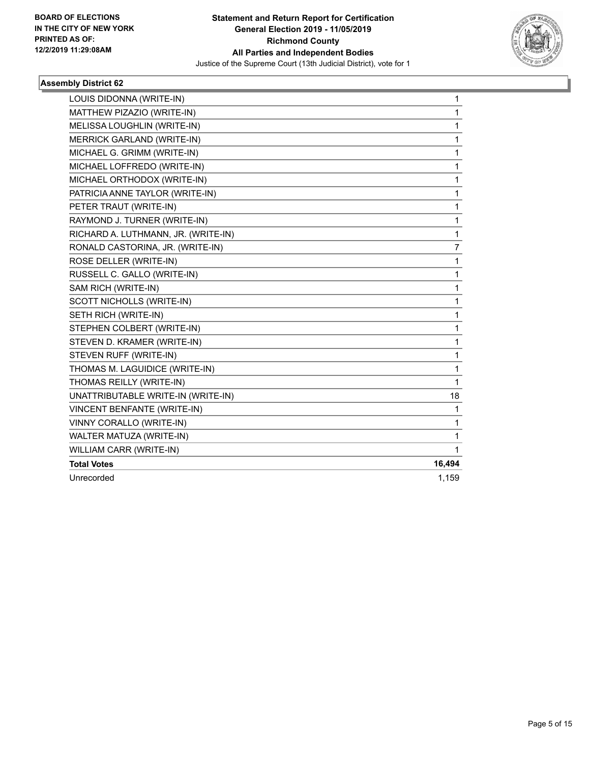**BOARD OF ELECTIONS IN THE CITY OF NEW YORK PRINTED AS OF: 12/2/2019 11:29:08AM**

**Statement and Return Report for Certification General Election 2019 - 11/05/2019 Richmond County All Parties and Independent Bodies**

Justice of the Supreme Court (13th Judicial District), vote for 1

## Assembly District 62

| | |
|---|---|
| LOUIS DIDONNA (WRITE-IN) | 1 |
| MATTHEW PIZAZIO (WRITE-IN) | 1 |
| MELISSA LOUGHLIN (WRITE-IN) | 1 |
| MERRICK GARLAND (WRITE-IN) | 1 |
| MICHAEL G. GRIMM (WRITE-IN) | 1 |
| MICHAEL LOFFREDO (WRITE-IN) | 1 |
| MICHAEL ORTHODOX (WRITE-IN) | 1 |
| PATRICIA ANNE TAYLOR (WRITE-IN) | 1 |
| PETER TRAUT (WRITE-IN) | 1 |
| RAYMOND J. TURNER (WRITE-IN) | 1 |
| RICHARD A. LUTHMANN, JR. (WRITE-IN) | 1 |
| RONALD CASTORINA, JR. (WRITE-IN) | 7 |
| ROSE DELLER (WRITE-IN) | 1 |
| RUSSELL C. GALLO (WRITE-IN) | 1 |
| SAM RICH (WRITE-IN) | 1 |
| SCOTT NICHOLLS (WRITE-IN) | 1 |
| SETH RICH (WRITE-IN) | 1 |
| STEPHEN COLBERT (WRITE-IN) | 1 |
| STEVEN D. KRAMER (WRITE-IN) | 1 |
| STEVEN RUFF (WRITE-IN) | 1 |
| THOMAS M. LAGUIDICE (WRITE-IN) | 1 |
| THOMAS REILLY (WRITE-IN) | 1 |
| UNATTRIBUTABLE WRITE-IN (WRITE-IN) | 18 |
| VINCENT BENFANTE (WRITE-IN) | 1 |
| VINNY CORALLO (WRITE-IN) | 1 |
| WALTER MATUZA (WRITE-IN) | 1 |
| WILLIAM CARR (WRITE-IN) | 1 |
| **Total Votes** | **16,494** |
| Unrecorded | 1,159 |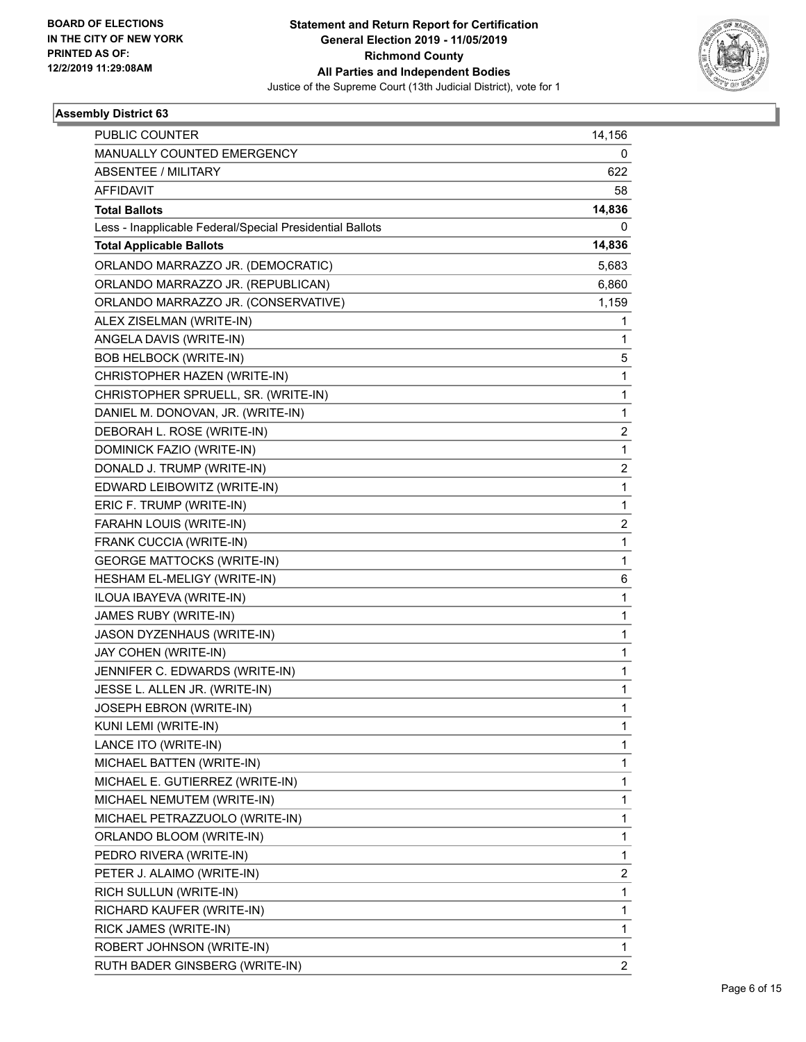**BOARD OF ELECTIONS IN THE CITY OF NEW YORK PRINTED AS OF: 12/2/2019 11:29:08AM**

# Statement and Return Report for Certification
## General Election 2019 - 11/05/2019
## Richmond County
## All Parties and Independent Bodies
Justice of the Supreme Court (13th Judicial District), vote for 1

### Assembly District 63

| | |
|---|---|
| PUBLIC COUNTER | 14,156 |
| MANUALLY COUNTED EMERGENCY | 0 |
| ABSENTEE / MILITARY | 622 |
| AFFIDAVIT | 58 |
| **Total Ballots** | **14,836** |
| Less - Inapplicable Federal/Special Presidential Ballots | 0 |
| **Total Applicable Ballots** | **14,836** |
| ORLANDO MARRAZZO JR. (DEMOCRATIC) | 5,683 |
| ORLANDO MARRAZZO JR. (REPUBLICAN) | 6,860 |
| ORLANDO MARRAZZO JR. (CONSERVATIVE) | 1,159 |
| ALEX ZISELMAN (WRITE-IN) | 1 |
| ANGELA DAVIS (WRITE-IN) | 1 |
| BOB HELBOCK (WRITE-IN) | 5 |
| CHRISTOPHER HAZEN (WRITE-IN) | 1 |
| CHRISTOPHER SPRUELL, SR. (WRITE-IN) | 1 |
| DANIEL M. DONOVAN, JR. (WRITE-IN) | 1 |
| DEBORAH L. ROSE (WRITE-IN) | 2 |
| DOMINICK FAZIO (WRITE-IN) | 1 |
| DONALD J. TRUMP (WRITE-IN) | 2 |
| EDWARD LEIBOWITZ (WRITE-IN) | 1 |
| ERIC F. TRUMP (WRITE-IN) | 1 |
| FARAHN LOUIS (WRITE-IN) | 2 |
| FRANK CUCCIA (WRITE-IN) | 1 |
| GEORGE MATTOCKS (WRITE-IN) | 1 |
| HESHAM EL-MELIGY (WRITE-IN) | 6 |
| ILOUA IBAYEVA (WRITE-IN) | 1 |
| JAMES RUBY (WRITE-IN) | 1 |
| JASON DYZENHAUS (WRITE-IN) | 1 |
| JAY COHEN (WRITE-IN) | 1 |
| JENNIFER C. EDWARDS (WRITE-IN) | 1 |
| JESSE L. ALLEN JR. (WRITE-IN) | 1 |
| JOSEPH EBRON (WRITE-IN) | 1 |
| KUNI LEMI (WRITE-IN) | 1 |
| LANCE ITO (WRITE-IN) | 1 |
| MICHAEL BATTEN (WRITE-IN) | 1 |
| MICHAEL E. GUTIERREZ (WRITE-IN) | 1 |
| MICHAEL NEMUTEM (WRITE-IN) | 1 |
| MICHAEL PETRAZZUOLO (WRITE-IN) | 1 |
| ORLANDO BLOOM (WRITE-IN) | 1 |
| PEDRO RIVERA (WRITE-IN) | 1 |
| PETER J. ALAIMO (WRITE-IN) | 2 |
| RICH SULLUN (WRITE-IN) | 1 |
| RICHARD KAUFER (WRITE-IN) | 1 |
| RICK JAMES (WRITE-IN) | 1 |
| ROBERT JOHNSON (WRITE-IN) | 1 |
| RUTH BADER GINSBERG (WRITE-IN) | 2 |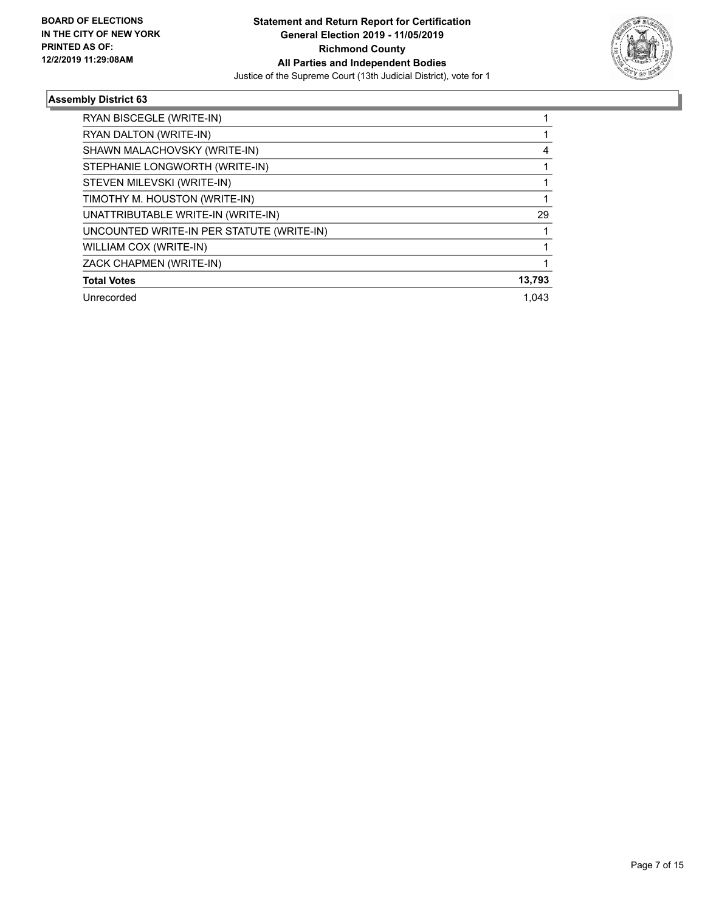**Statement and Return Report for Certification**
**General Election 2019 - 11/05/2019**
**Richmond County**
**All Parties and Independent Bodies**
Justice of the Supreme Court (13th Judicial District), vote for 1

**BOARD OF ELECTIONS IN THE CITY OF NEW YORK PRINTED AS OF: 12/2/2019 11:29:08AM**

## Assembly District 63

| | |
|---|---|
| RYAN BISCEGLE (WRITE-IN) | 1 |
| RYAN DALTON (WRITE-IN) | 1 |
| SHAWN MALACHOVSKY (WRITE-IN) | 4 |
| STEPHANIE LONGWORTH (WRITE-IN) | 1 |
| STEVEN MILEVSKI (WRITE-IN) | 1 |
| TIMOTHY M. HOUSTON (WRITE-IN) | 1 |
| UNATTRIBUTABLE WRITE-IN (WRITE-IN) | 29 |
| UNCOUNTED WRITE-IN PER STATUTE (WRITE-IN) | 1 |
| WILLIAM COX (WRITE-IN) | 1 |
| ZACK CHAPMEN (WRITE-IN) | 1 |
| **Total Votes** | **13,793** |
| Unrecorded | 1,043 |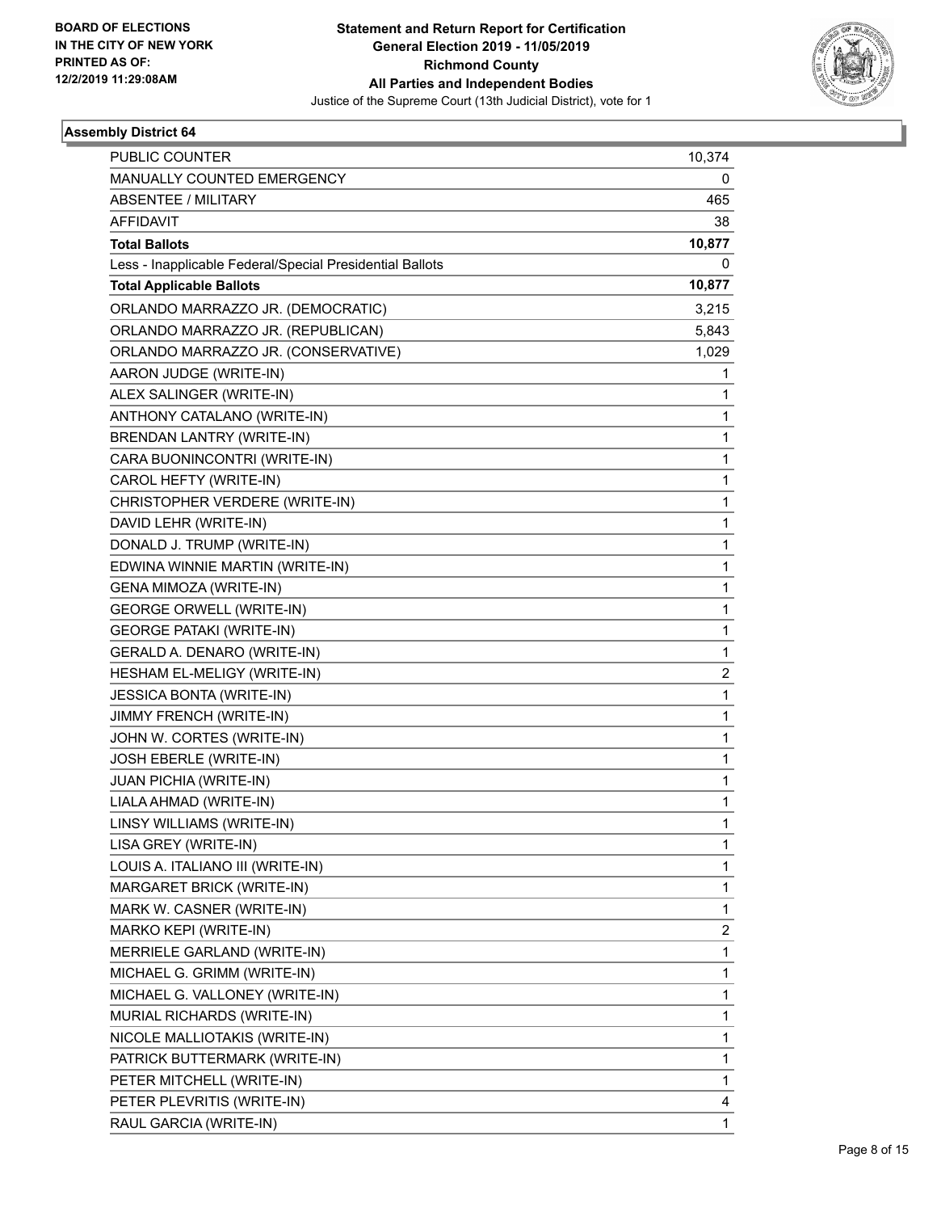**BOARD OF ELECTIONS IN THE CITY OF NEW YORK PRINTED AS OF: 12/2/2019 11:29:08AM**

**Statement and Return Report for Certification**
**General Election 2019 - 11/05/2019**
**Richmond County**
**All Parties and Independent Bodies**
Justice of the Supreme Court (13th Judicial District), vote for 1

### Assembly District 64

| | |
|---|---|
| PUBLIC COUNTER | 10,374 |
| MANUALLY COUNTED EMERGENCY | 0 |
| ABSENTEE / MILITARY | 465 |
| AFFIDAVIT | 38 |
| **Total Ballots** | **10,877** |
| Less - Inapplicable Federal/Special Presidential Ballots | 0 |
| **Total Applicable Ballots** | **10,877** |
| ORLANDO MARRAZZO JR. (DEMOCRATIC) | 3,215 |
| ORLANDO MARRAZZO JR. (REPUBLICAN) | 5,843 |
| ORLANDO MARRAZZO JR. (CONSERVATIVE) | 1,029 |
| AARON JUDGE (WRITE-IN) | 1 |
| ALEX SALINGER (WRITE-IN) | 1 |
| ANTHONY CATALANO (WRITE-IN) | 1 |
| BRENDAN LANTRY (WRITE-IN) | 1 |
| CARA BUONINCONTRI (WRITE-IN) | 1 |
| CAROL HEFTY (WRITE-IN) | 1 |
| CHRISTOPHER VERDERE (WRITE-IN) | 1 |
| DAVID LEHR (WRITE-IN) | 1 |
| DONALD J. TRUMP (WRITE-IN) | 1 |
| EDWINA WINNIE MARTIN (WRITE-IN) | 1 |
| GENA MIMOZA (WRITE-IN) | 1 |
| GEORGE ORWELL (WRITE-IN) | 1 |
| GEORGE PATAKI (WRITE-IN) | 1 |
| GERALD A. DENARO (WRITE-IN) | 1 |
| HESHAM EL-MELIGY (WRITE-IN) | 2 |
| JESSICA BONTA (WRITE-IN) | 1 |
| JIMMY FRENCH (WRITE-IN) | 1 |
| JOHN W. CORTES (WRITE-IN) | 1 |
| JOSH EBERLE (WRITE-IN) | 1 |
| JUAN PICHIA (WRITE-IN) | 1 |
| LIALA AHMAD (WRITE-IN) | 1 |
| LINSY WILLIAMS (WRITE-IN) | 1 |
| LISA GREY (WRITE-IN) | 1 |
| LOUIS A. ITALIANO III (WRITE-IN) | 1 |
| MARGARET BRICK (WRITE-IN) | 1 |
| MARK W. CASNER (WRITE-IN) | 1 |
| MARKO KEPI (WRITE-IN) | 2 |
| MERRIELE GARLAND (WRITE-IN) | 1 |
| MICHAEL G. GRIMM (WRITE-IN) | 1 |
| MICHAEL G. VALLONEY (WRITE-IN) | 1 |
| MURIAL RICHARDS (WRITE-IN) | 1 |
| NICOLE MALLIOTAKIS (WRITE-IN) | 1 |
| PATRICK BUTTERMARK (WRITE-IN) | 1 |
| PETER MITCHELL (WRITE-IN) | 1 |
| PETER PLEVRITIS (WRITE-IN) | 4 |
| RAUL GARCIA (WRITE-IN) | 1 |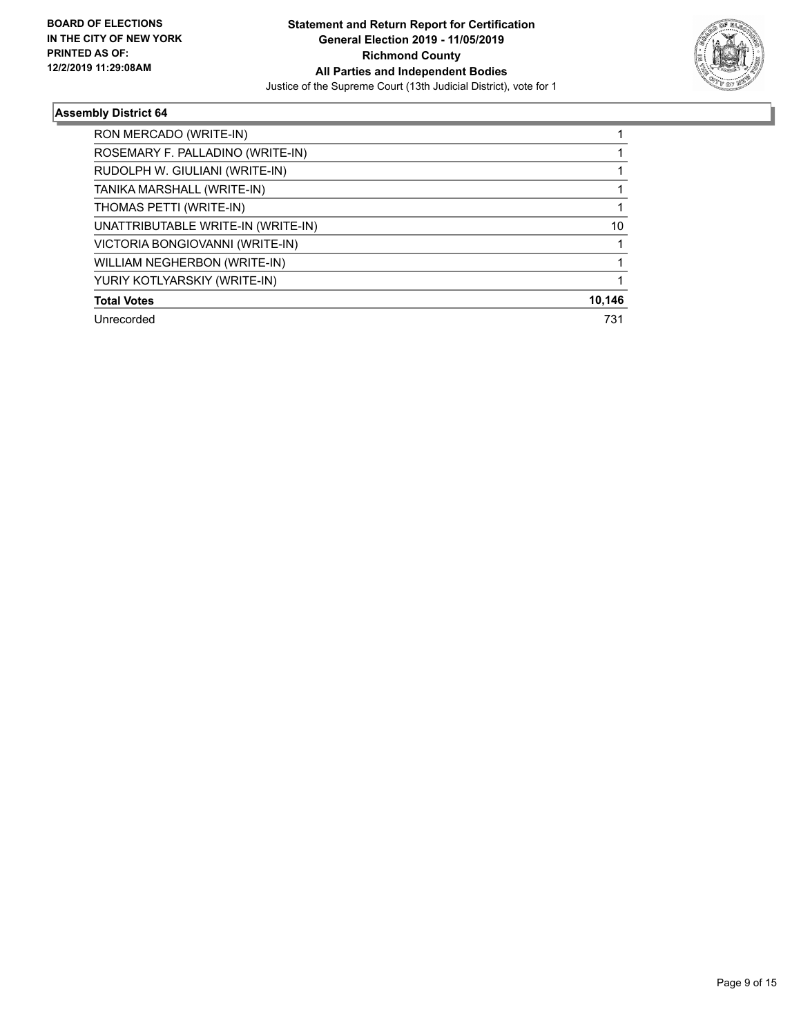## Assembly District 64

| Candidate | Votes |
|---|---|
| RON MERCADO (WRITE-IN) | 1 |
| ROSEMARY F. PALLADINO (WRITE-IN) | 1 |
| RUDOLPH W. GIULIANI (WRITE-IN) | 1 |
| TANIKA MARSHALL (WRITE-IN) | 1 |
| THOMAS PETTI (WRITE-IN) | 1 |
| UNATTRIBUTABLE WRITE-IN (WRITE-IN) | 10 |
| VICTORIA BONGIOVANNI (WRITE-IN) | 1 |
| WILLIAM NEGHERBON (WRITE-IN) | 1 |
| YURIY KOTLYARSKIY (WRITE-IN) | 1 |
| **Total Votes** | **10,146** |
| Unrecorded | 731 |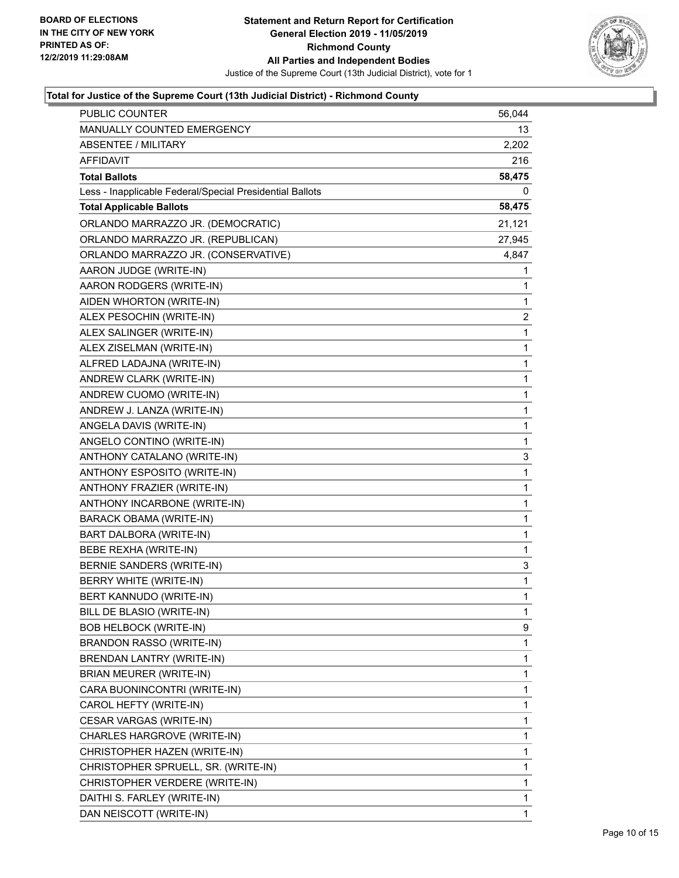# Total for Justice of the Supreme Court (13th Judicial District) - Richmond County

| | |
|---|---|
| PUBLIC COUNTER | 56,044 |
| MANUALLY COUNTED EMERGENCY | 13 |
| ABSENTEE / MILITARY | 2,202 |
| AFFIDAVIT | 216 |
| **Total Ballots** | **58,475** |
| Less - Inapplicable Federal/Special Presidential Ballots | 0 |
| **Total Applicable Ballots** | **58,475** |
| ORLANDO MARRAZZO JR. (DEMOCRATIC) | 21,121 |
| ORLANDO MARRAZZO JR. (REPUBLICAN) | 27,945 |
| ORLANDO MARRAZZO JR. (CONSERVATIVE) | 4,847 |
| AARON JUDGE (WRITE-IN) | 1 |
| AARON RODGERS (WRITE-IN) | 1 |
| AIDEN WHORTON (WRITE-IN) | 1 |
| ALEX PESOCHIN (WRITE-IN) | 2 |
| ALEX SALINGER (WRITE-IN) | 1 |
| ALEX ZISELMAN (WRITE-IN) | 1 |
| ALFRED LADAJNA (WRITE-IN) | 1 |
| ANDREW CLARK (WRITE-IN) | 1 |
| ANDREW CUOMO (WRITE-IN) | 1 |
| ANDREW J. LANZA (WRITE-IN) | 1 |
| ANGELA DAVIS (WRITE-IN) | 1 |
| ANGELO CONTINO (WRITE-IN) | 1 |
| ANTHONY CATALANO (WRITE-IN) | 3 |
| ANTHONY ESPOSITO (WRITE-IN) | 1 |
| ANTHONY FRAZIER (WRITE-IN) | 1 |
| ANTHONY INCARBONE (WRITE-IN) | 1 |
| BARACK OBAMA (WRITE-IN) | 1 |
| BART DALBORA (WRITE-IN) | 1 |
| BEBE REXHA (WRITE-IN) | 1 |
| BERNIE SANDERS (WRITE-IN) | 3 |
| BERRY WHITE (WRITE-IN) | 1 |
| BERT KANNUDO (WRITE-IN) | 1 |
| BILL DE BLASIO (WRITE-IN) | 1 |
| BOB HELBOCK (WRITE-IN) | 9 |
| BRANDON RASSO (WRITE-IN) | 1 |
| BRENDAN LANTRY (WRITE-IN) | 1 |
| BRIAN MEURER (WRITE-IN) | 1 |
| CARA BUONINCONTRI (WRITE-IN) | 1 |
| CAROL HEFTY (WRITE-IN) | 1 |
| CESAR VARGAS (WRITE-IN) | 1 |
| CHARLES HARGROVE (WRITE-IN) | 1 |
| CHRISTOPHER HAZEN (WRITE-IN) | 1 |
| CHRISTOPHER SPRUELL, SR. (WRITE-IN) | 1 |
| CHRISTOPHER VERDERE (WRITE-IN) | 1 |
| DAITHI S. FARLEY (WRITE-IN) | 1 |
| DAN NEISCOTT (WRITE-IN) | 1 |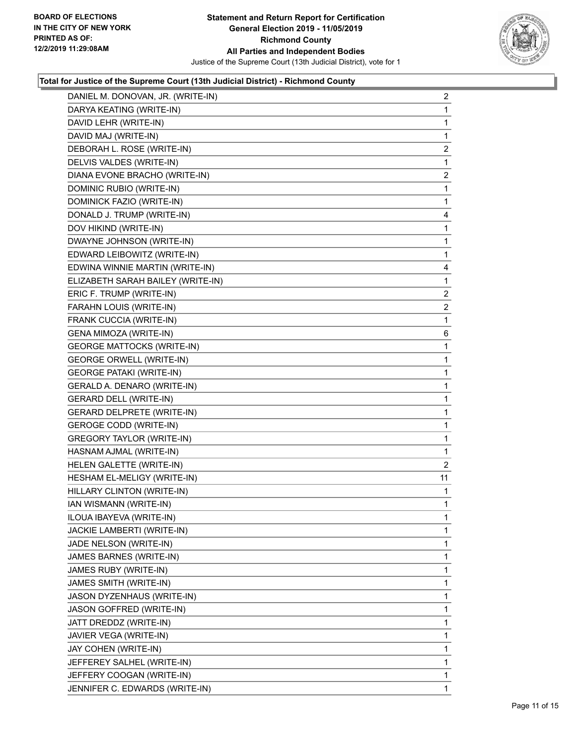BOARD OF ELECTIONS
IN THE CITY OF NEW YORK
PRINTED AS OF:
12/2/2019 11:29:08AM

**Statement and Return Report for Certification**
**General Election 2019 - 11/05/2019**
**Richmond County**
**All Parties and Independent Bodies**
Justice of the Supreme Court (13th Judicial District), vote for 1

### Total for Justice of the Supreme Court (13th Judicial District) - Richmond County

| | |
|---|---|
| DANIEL M. DONOVAN, JR. (WRITE-IN) | 2 |
| DARYA KEATING (WRITE-IN) | 1 |
| DAVID LEHR (WRITE-IN) | 1 |
| DAVID MAJ (WRITE-IN) | 1 |
| DEBORAH L. ROSE (WRITE-IN) | 2 |
| DELVIS VALDES (WRITE-IN) | 1 |
| DIANA EVONE BRACHO (WRITE-IN) | 2 |
| DOMINIC RUBIO (WRITE-IN) | 1 |
| DOMINICK FAZIO (WRITE-IN) | 1 |
| DONALD J. TRUMP (WRITE-IN) | 4 |
| DOV HIKIND (WRITE-IN) | 1 |
| DWAYNE JOHNSON (WRITE-IN) | 1 |
| EDWARD LEIBOWITZ (WRITE-IN) | 1 |
| EDWINA WINNIE MARTIN (WRITE-IN) | 4 |
| ELIZABETH SARAH BAILEY (WRITE-IN) | 1 |
| ERIC F. TRUMP (WRITE-IN) | 2 |
| FARAHN LOUIS (WRITE-IN) | 2 |
| FRANK CUCCIA (WRITE-IN) | 1 |
| GENA MIMOZA (WRITE-IN) | 6 |
| GEORGE MATTOCKS (WRITE-IN) | 1 |
| GEORGE ORWELL (WRITE-IN) | 1 |
| GEORGE PATAKI (WRITE-IN) | 1 |
| GERALD A. DENARO (WRITE-IN) | 1 |
| GERARD DELL (WRITE-IN) | 1 |
| GERARD DELPRETE (WRITE-IN) | 1 |
| GEROGE CODD (WRITE-IN) | 1 |
| GREGORY TAYLOR (WRITE-IN) | 1 |
| HASNAM AJMAL (WRITE-IN) | 1 |
| HELEN GALETTE (WRITE-IN) | 2 |
| HESHAM EL-MELIGY (WRITE-IN) | 11 |
| HILLARY CLINTON (WRITE-IN) | 1 |
| IAN WISMANN (WRITE-IN) | 1 |
| ILOUA IBAYEVA (WRITE-IN) | 1 |
| JACKIE LAMBERTI (WRITE-IN) | 1 |
| JADE NELSON (WRITE-IN) | 1 |
| JAMES BARNES (WRITE-IN) | 1 |
| JAMES RUBY (WRITE-IN) | 1 |
| JAMES SMITH (WRITE-IN) | 1 |
| JASON DYZENHAUS (WRITE-IN) | 1 |
| JASON GOFFRED (WRITE-IN) | 1 |
| JATT DREDDZ (WRITE-IN) | 1 |
| JAVIER VEGA (WRITE-IN) | 1 |
| JAY COHEN (WRITE-IN) | 1 |
| JEFFEREY SALHEL (WRITE-IN) | 1 |
| JEFFERY COOGAN (WRITE-IN) | 1 |
| JENNIFER C. EDWARDS (WRITE-IN) | 1 |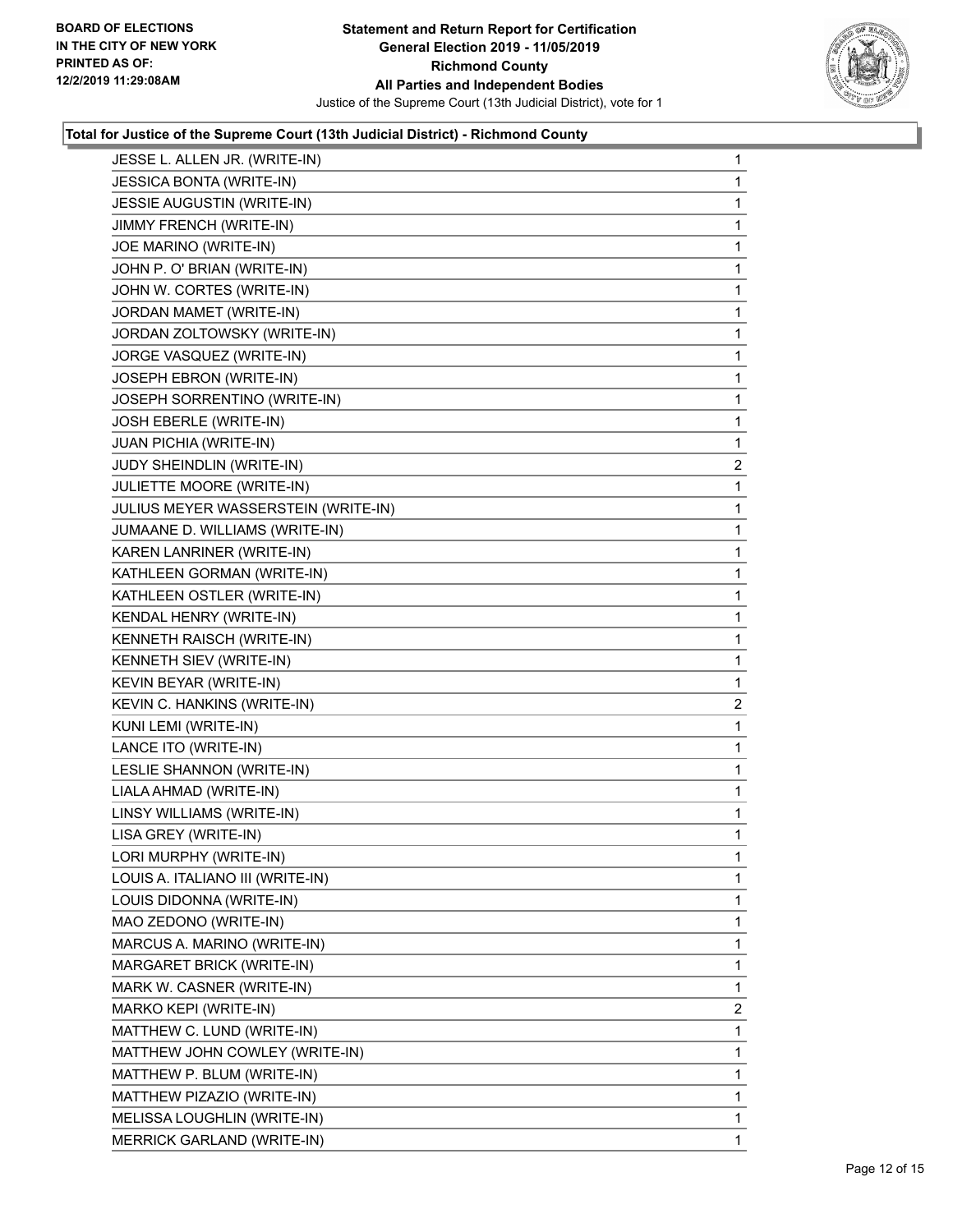**BOARD OF ELECTIONS IN THE CITY OF NEW YORK PRINTED AS OF: 12/2/2019 11:29:08AM**

**Statement and Return Report for Certification General Election 2019 - 11/05/2019 Richmond County All Parties and Independent Bodies**

Justice of the Supreme Court (13th Judicial District), vote for 1

**Total for Justice of the Supreme Court (13th Judicial District) - Richmond County**

| | |
|---|---|
| JESSE L. ALLEN JR. (WRITE-IN) | 1 |
| JESSICA BONTA (WRITE-IN) | 1 |
| JESSIE AUGUSTIN (WRITE-IN) | 1 |
| JIMMY FRENCH (WRITE-IN) | 1 |
| JOE MARINO (WRITE-IN) | 1 |
| JOHN P. O' BRIAN (WRITE-IN) | 1 |
| JOHN W. CORTES (WRITE-IN) | 1 |
| JORDAN MAMET (WRITE-IN) | 1 |
| JORDAN ZOLTOWSKY (WRITE-IN) | 1 |
| JORGE VASQUEZ (WRITE-IN) | 1 |
| JOSEPH EBRON (WRITE-IN) | 1 |
| JOSEPH SORRENTINO (WRITE-IN) | 1 |
| JOSH EBERLE (WRITE-IN) | 1 |
| JUAN PICHIA (WRITE-IN) | 1 |
| JUDY SHEINDLIN (WRITE-IN) | 2 |
| JULIETTE MOORE (WRITE-IN) | 1 |
| JULIUS MEYER WASSERSTEIN (WRITE-IN) | 1 |
| JUMAANE D. WILLIAMS (WRITE-IN) | 1 |
| KAREN LANRINER (WRITE-IN) | 1 |
| KATHLEEN GORMAN (WRITE-IN) | 1 |
| KATHLEEN OSTLER (WRITE-IN) | 1 |
| KENDAL HENRY (WRITE-IN) | 1 |
| KENNETH RAISCH (WRITE-IN) | 1 |
| KENNETH SIEV (WRITE-IN) | 1 |
| KEVIN BEYAR (WRITE-IN) | 1 |
| KEVIN C. HANKINS (WRITE-IN) | 2 |
| KUNI LEMI (WRITE-IN) | 1 |
| LANCE ITO (WRITE-IN) | 1 |
| LESLIE SHANNON (WRITE-IN) | 1 |
| LIALA AHMAD (WRITE-IN) | 1 |
| LINSY WILLIAMS (WRITE-IN) | 1 |
| LISA GREY (WRITE-IN) | 1 |
| LORI MURPHY (WRITE-IN) | 1 |
| LOUIS A. ITALIANO III (WRITE-IN) | 1 |
| LOUIS DIDONNA (WRITE-IN) | 1 |
| MAO ZEDONO (WRITE-IN) | 1 |
| MARCUS A. MARINO (WRITE-IN) | 1 |
| MARGARET BRICK (WRITE-IN) | 1 |
| MARK W. CASNER (WRITE-IN) | 1 |
| MARKO KEPI (WRITE-IN) | 2 |
| MATTHEW C. LUND (WRITE-IN) | 1 |
| MATTHEW JOHN COWLEY (WRITE-IN) | 1 |
| MATTHEW P. BLUM (WRITE-IN) | 1 |
| MATTHEW PIZAZIO (WRITE-IN) | 1 |
| MELISSA LOUGHLIN (WRITE-IN) | 1 |
| MERRICK GARLAND (WRITE-IN) | 1 |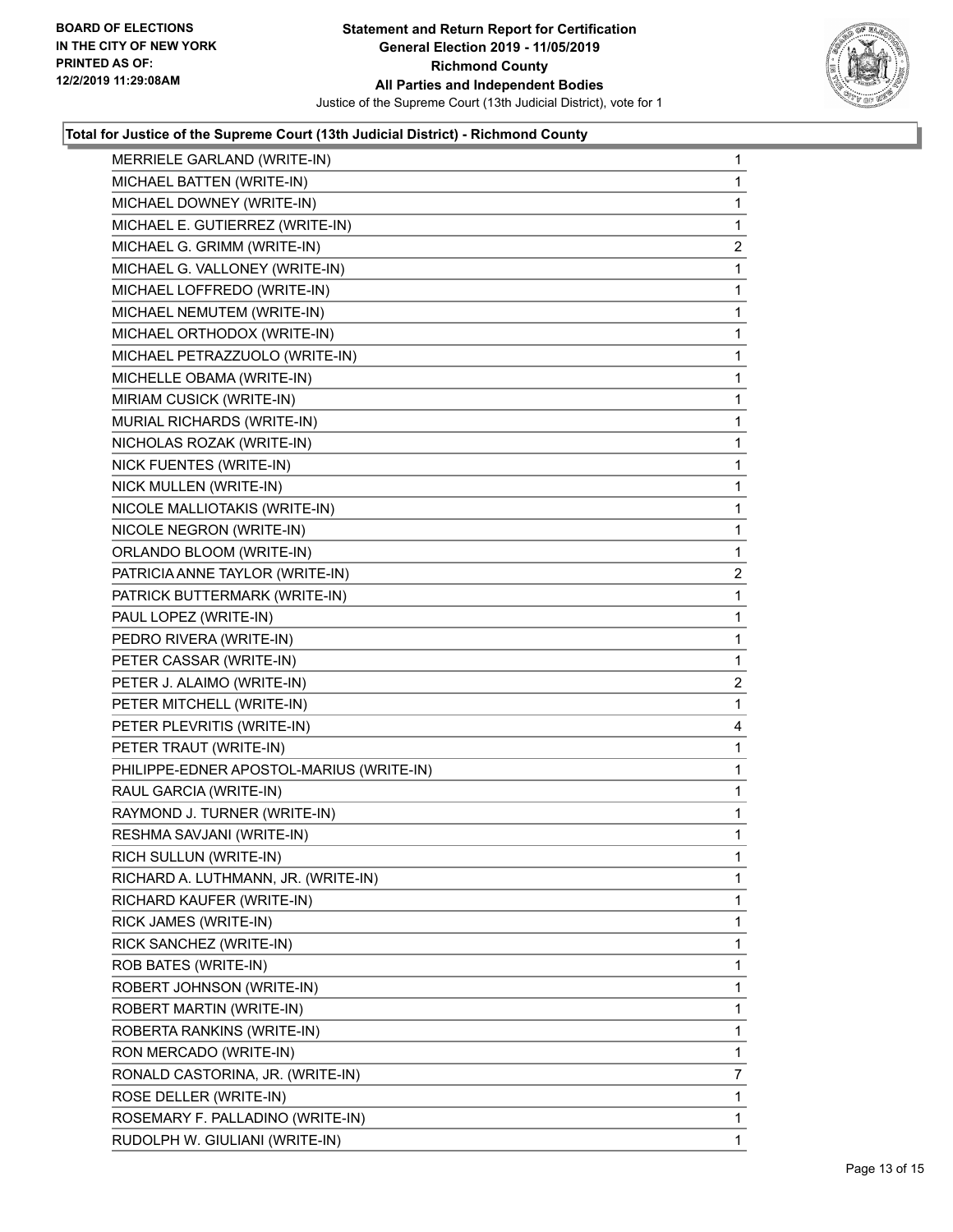BOARD OF ELECTIONS
IN THE CITY OF NEW YORK
PRINTED AS OF:
12/2/2019 11:29:08AM

**Statement and Return Report for Certification**
**General Election 2019 - 11/05/2019**
**Richmond County**
**All Parties and Independent Bodies**
Justice of the Supreme Court (13th Judicial District), vote for 1

### Total for Justice of the Supreme Court (13th Judicial District) - Richmond County

| | |
|---|---|
| MERRIELE GARLAND (WRITE-IN) | 1 |
| MICHAEL BATTEN (WRITE-IN) | 1 |
| MICHAEL DOWNEY (WRITE-IN) | 1 |
| MICHAEL E. GUTIERREZ (WRITE-IN) | 1 |
| MICHAEL G. GRIMM (WRITE-IN) | 2 |
| MICHAEL G. VALLONEY (WRITE-IN) | 1 |
| MICHAEL LOFFREDO (WRITE-IN) | 1 |
| MICHAEL NEMUTEM (WRITE-IN) | 1 |
| MICHAEL ORTHODOX (WRITE-IN) | 1 |
| MICHAEL PETRAZZUOLO (WRITE-IN) | 1 |
| MICHELLE OBAMA (WRITE-IN) | 1 |
| MIRIAM CUSICK (WRITE-IN) | 1 |
| MURIAL RICHARDS (WRITE-IN) | 1 |
| NICHOLAS ROZAK (WRITE-IN) | 1 |
| NICK FUENTES (WRITE-IN) | 1 |
| NICK MULLEN (WRITE-IN) | 1 |
| NICOLE MALLIOTAKIS (WRITE-IN) | 1 |
| NICOLE NEGRON (WRITE-IN) | 1 |
| ORLANDO BLOOM (WRITE-IN) | 1 |
| PATRICIA ANNE TAYLOR (WRITE-IN) | 2 |
| PATRICK BUTTERMARK (WRITE-IN) | 1 |
| PAUL LOPEZ (WRITE-IN) | 1 |
| PEDRO RIVERA (WRITE-IN) | 1 |
| PETER CASSAR (WRITE-IN) | 1 |
| PETER J. ALAIMO (WRITE-IN) | 2 |
| PETER MITCHELL (WRITE-IN) | 1 |
| PETER PLEVRITIS (WRITE-IN) | 4 |
| PETER TRAUT (WRITE-IN) | 1 |
| PHILIPPE-EDNER APOSTOL-MARIUS (WRITE-IN) | 1 |
| RAUL GARCIA (WRITE-IN) | 1 |
| RAYMOND J. TURNER (WRITE-IN) | 1 |
| RESHMA SAVJANI (WRITE-IN) | 1 |
| RICH SULLUN (WRITE-IN) | 1 |
| RICHARD A. LUTHMANN, JR. (WRITE-IN) | 1 |
| RICHARD KAUFER (WRITE-IN) | 1 |
| RICK JAMES (WRITE-IN) | 1 |
| RICK SANCHEZ (WRITE-IN) | 1 |
| ROB BATES (WRITE-IN) | 1 |
| ROBERT JOHNSON (WRITE-IN) | 1 |
| ROBERT MARTIN (WRITE-IN) | 1 |
| ROBERTA RANKINS (WRITE-IN) | 1 |
| RON MERCADO (WRITE-IN) | 1 |
| RONALD CASTORINA, JR. (WRITE-IN) | 7 |
| ROSE DELLER (WRITE-IN) | 1 |
| ROSEMARY F. PALLADINO (WRITE-IN) | 1 |
| RUDOLPH W. GIULIANI (WRITE-IN) | 1 |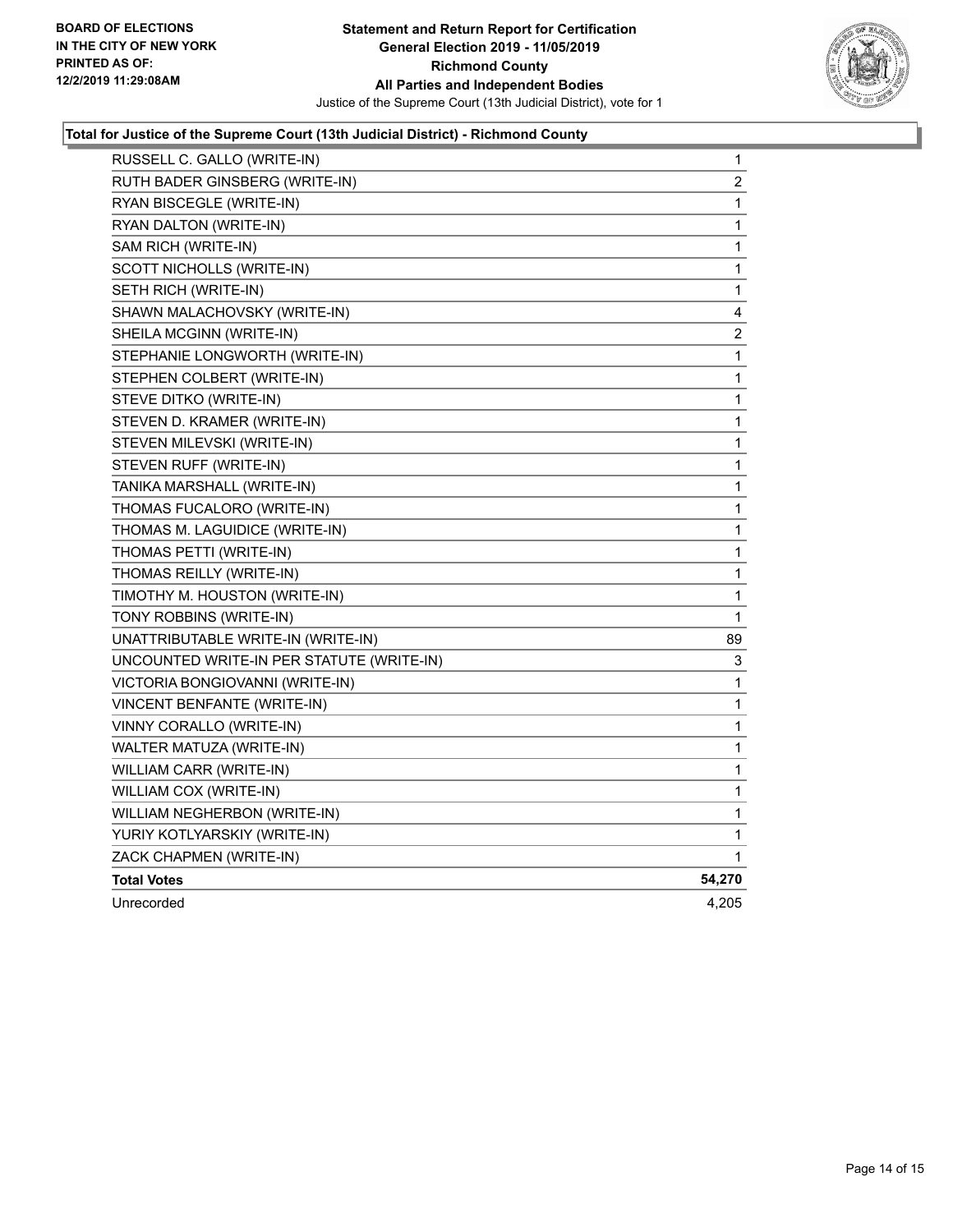**BOARD OF ELECTIONS IN THE CITY OF NEW YORK PRINTED AS OF: 12/2/2019 11:29:08AM**

# Statement and Return Report for Certification General Election 2019 - 11/05/2019 Richmond County All Parties and Independent Bodies

Justice of the Supreme Court (13th Judicial District), vote for 1

## Total for Justice of the Supreme Court (13th Judicial District) - Richmond County

| | |
|---|---|
| RUSSELL C. GALLO (WRITE-IN) | 1 |
| RUTH BADER GINSBERG (WRITE-IN) | 2 |
| RYAN BISCEGLE (WRITE-IN) | 1 |
| RYAN DALTON (WRITE-IN) | 1 |
| SAM RICH (WRITE-IN) | 1 |
| SCOTT NICHOLLS (WRITE-IN) | 1 |
| SETH RICH (WRITE-IN) | 1 |
| SHAWN MALACHOVSKY (WRITE-IN) | 4 |
| SHEILA MCGINN (WRITE-IN) | 2 |
| STEPHANIE LONGWORTH (WRITE-IN) | 1 |
| STEPHEN COLBERT (WRITE-IN) | 1 |
| STEVE DITKO (WRITE-IN) | 1 |
| STEVEN D. KRAMER (WRITE-IN) | 1 |
| STEVEN MILEVSKI (WRITE-IN) | 1 |
| STEVEN RUFF (WRITE-IN) | 1 |
| TANIKA MARSHALL (WRITE-IN) | 1 |
| THOMAS FUCALORO (WRITE-IN) | 1 |
| THOMAS M. LAGUIDICE (WRITE-IN) | 1 |
| THOMAS PETTI (WRITE-IN) | 1 |
| THOMAS REILLY (WRITE-IN) | 1 |
| TIMOTHY M. HOUSTON (WRITE-IN) | 1 |
| TONY ROBBINS (WRITE-IN) | 1 |
| UNATTRIBUTABLE WRITE-IN (WRITE-IN) | 89 |
| UNCOUNTED WRITE-IN PER STATUTE (WRITE-IN) | 3 |
| VICTORIA BONGIOVANNI (WRITE-IN) | 1 |
| VINCENT BENFANTE (WRITE-IN) | 1 |
| VINNY CORALLO (WRITE-IN) | 1 |
| WALTER MATUZA (WRITE-IN) | 1 |
| WILLIAM CARR (WRITE-IN) | 1 |
| WILLIAM COX (WRITE-IN) | 1 |
| WILLIAM NEGHERBON (WRITE-IN) | 1 |
| YURIY KOTLYARSKIY (WRITE-IN) | 1 |
| ZACK CHAPMEN (WRITE-IN) | 1 |
| **Total Votes** | **54,270** |
| Unrecorded | 4,205 |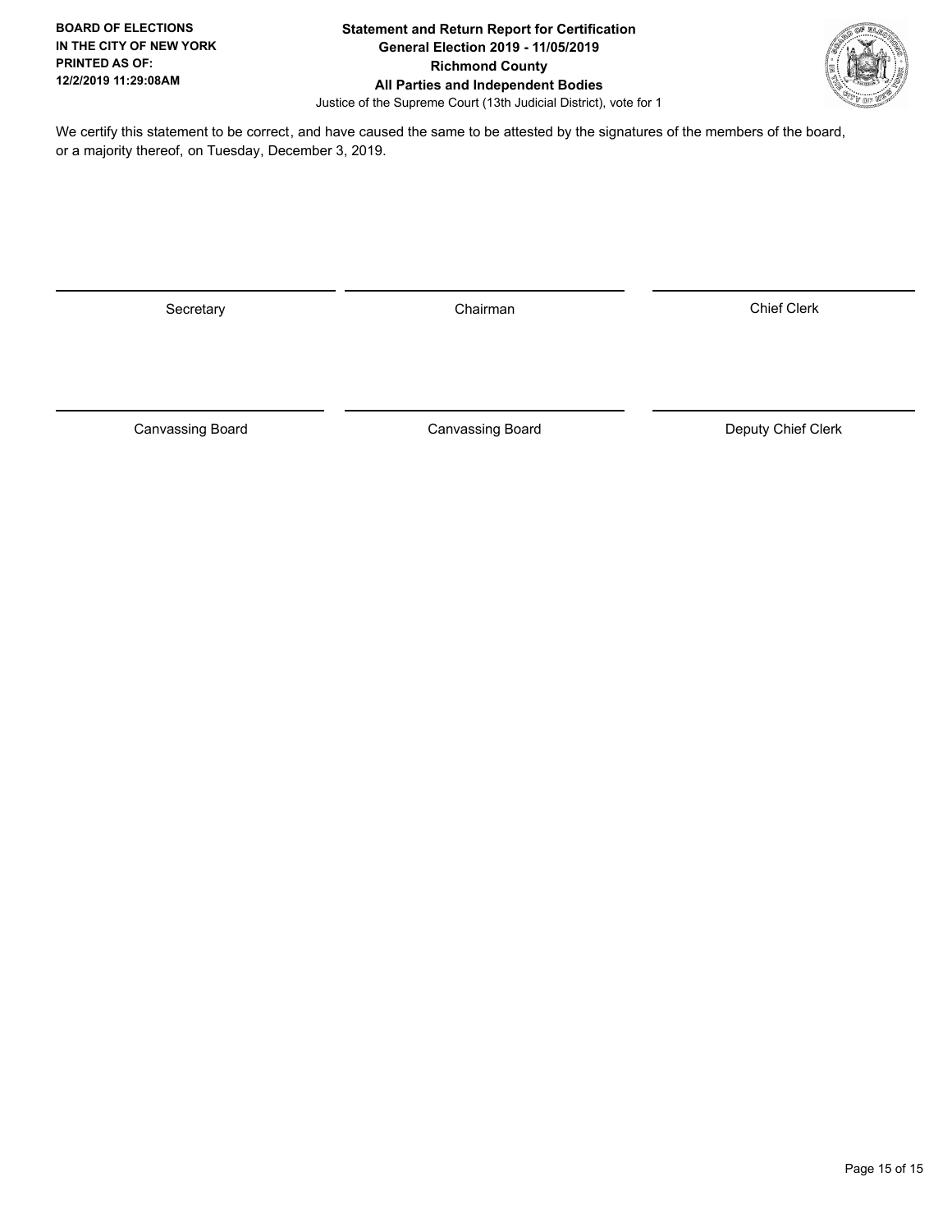We certify this statement to be correct, and have caused the same to be attested by the signatures of the members of the board, or a majority thereof, on Tuesday, December 3, 2019.

| | | |
|---|---|---|
| Secretary | Chairman | Chief Clerk |
| Canvassing Board | Canvassing Board | Deputy Chief Clerk |